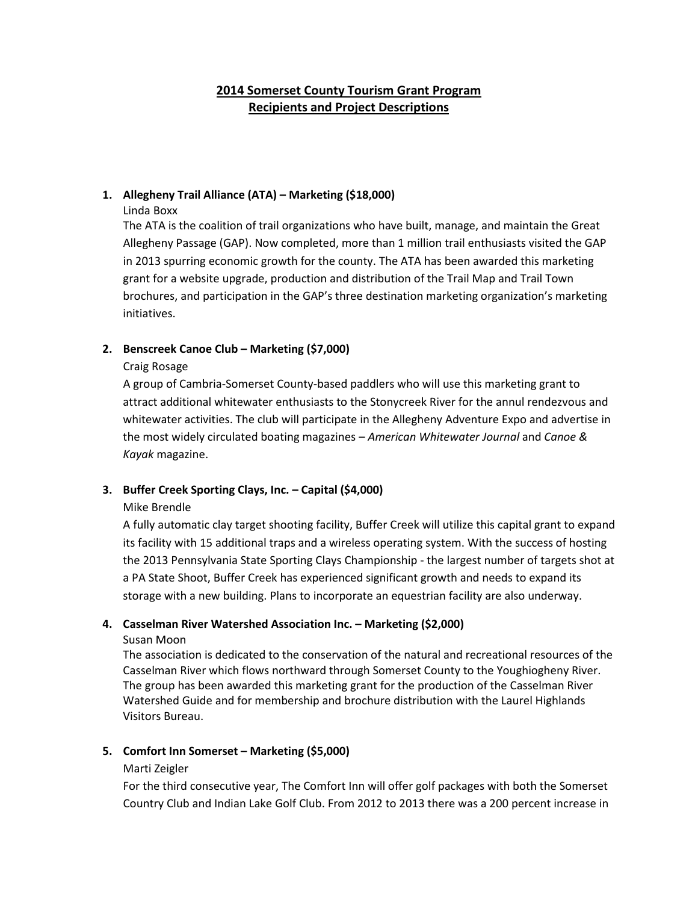# 2014 Somerset County Tourism Grant Program
# Recipients and Project Descriptions

1. **Allegheny Trail Alliance (ATA) – Marketing ($18,000)**

   Linda Boxx

   The ATA is the coalition of trail organizations who have built, manage, and maintain the Great Allegheny Passage (GAP). Now completed, more than 1 million trail enthusiasts visited the GAP in 2013 spurring economic growth for the county. The ATA has been awarded this marketing grant for a website upgrade, production and distribution of the Trail Map and Trail Town brochures, and participation in the GAP's three destination marketing organization's marketing initiatives.

2. **Benscreek Canoe Club – Marketing ($7,000)**

   Craig Rosage

   A group of Cambria-Somerset County-based paddlers who will use this marketing grant to attract additional whitewater enthusiasts to the Stonycreek River for the annul rendezvous and whitewater activities. The club will participate in the Allegheny Adventure Expo and advertise in the most widely circulated boating magazines – *American Whitewater Journal* and *Canoe & Kayak* magazine.

3. **Buffer Creek Sporting Clays, Inc. – Capital ($4,000)**

   Mike Brendle

   A fully automatic clay target shooting facility, Buffer Creek will utilize this capital grant to expand its facility with 15 additional traps and a wireless operating system. With the success of hosting the 2013 Pennsylvania State Sporting Clays Championship - the largest number of targets shot at a PA State Shoot, Buffer Creek has experienced significant growth and needs to expand its storage with a new building. Plans to incorporate an equestrian facility are also underway.

4. **Casselman River Watershed Association Inc. – Marketing ($2,000)**

   Susan Moon

   The association is dedicated to the conservation of the natural and recreational resources of the Casselman River which flows northward through Somerset County to the Youghiogheny River. The group has been awarded this marketing grant for the production of the Casselman River Watershed Guide and for membership and brochure distribution with the Laurel Highlands Visitors Bureau.

5. **Comfort Inn Somerset – Marketing ($5,000)**

   Marti Zeigler

   For the third consecutive year, The Comfort Inn will offer golf packages with both the Somerset Country Club and Indian Lake Golf Club. From 2012 to 2013 there was a 200 percent increase in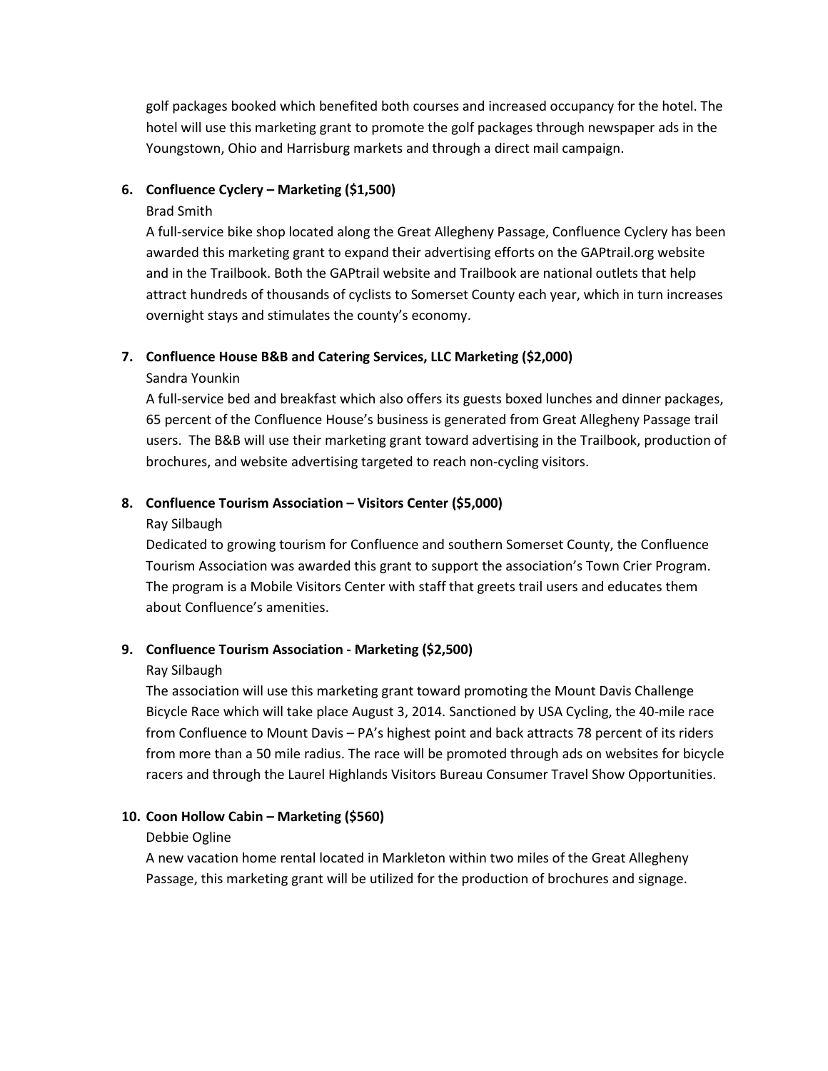golf packages booked which benefited both courses and increased occupancy for the hotel. The hotel will use this marketing grant to promote the golf packages through newspaper ads in the Youngstown, Ohio and Harrisburg markets and through a direct mail campaign.

6. **Confluence Cyclery – Marketing ($1,500)**

   Brad Smith

   A full-service bike shop located along the Great Allegheny Passage, Confluence Cyclery has been awarded this marketing grant to expand their advertising efforts on the GAPtrail.org website and in the Trailbook. Both the GAPtrail website and Trailbook are national outlets that help attract hundreds of thousands of cyclists to Somerset County each year, which in turn increases overnight stays and stimulates the county's economy.

7. **Confluence House B&B and Catering Services, LLC Marketing ($2,000)**

   Sandra Younkin

   A full-service bed and breakfast which also offers its guests boxed lunches and dinner packages, 65 percent of the Confluence House's business is generated from Great Allegheny Passage trail users. The B&B will use their marketing grant toward advertising in the Trailbook, production of brochures, and website advertising targeted to reach non-cycling visitors.

8. **Confluence Tourism Association – Visitors Center ($5,000)**

   Ray Silbaugh

   Dedicated to growing tourism for Confluence and southern Somerset County, the Confluence Tourism Association was awarded this grant to support the association's Town Crier Program. The program is a Mobile Visitors Center with staff that greets trail users and educates them about Confluence's amenities.

9. **Confluence Tourism Association - Marketing ($2,500)**

   Ray Silbaugh

   The association will use this marketing grant toward promoting the Mount Davis Challenge Bicycle Race which will take place August 3, 2014. Sanctioned by USA Cycling, the 40-mile race from Confluence to Mount Davis – PA's highest point and back attracts 78 percent of its riders from more than a 50 mile radius. The race will be promoted through ads on websites for bicycle racers and through the Laurel Highlands Visitors Bureau Consumer Travel Show Opportunities.

10. **Coon Hollow Cabin – Marketing ($560)**

    Debbie Ogline

    A new vacation home rental located in Markleton within two miles of the Great Allegheny Passage, this marketing grant will be utilized for the production of brochures and signage.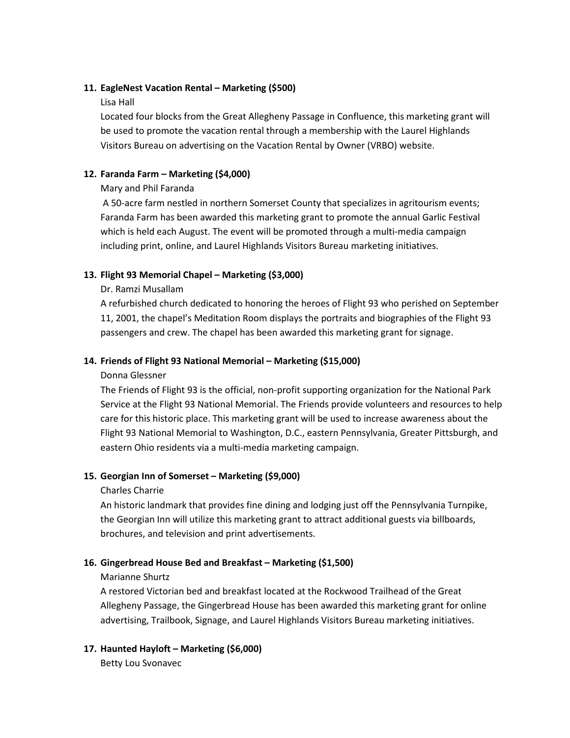11. **EagleNest Vacation Rental – Marketing ($500)**

    Lisa Hall

    Located four blocks from the Great Allegheny Passage in Confluence, this marketing grant will be used to promote the vacation rental through a membership with the Laurel Highlands Visitors Bureau on advertising on the Vacation Rental by Owner (VRBO) website.

12. **Faranda Farm – Marketing ($4,000)**

    Mary and Phil Faranda

    A 50-acre farm nestled in northern Somerset County that specializes in agritourism events; Faranda Farm has been awarded this marketing grant to promote the annual Garlic Festival which is held each August. The event will be promoted through a multi-media campaign including print, online, and Laurel Highlands Visitors Bureau marketing initiatives.

13. **Flight 93 Memorial Chapel – Marketing ($3,000)**

    Dr. Ramzi Musallam

    A refurbished church dedicated to honoring the heroes of Flight 93 who perished on September 11, 2001, the chapel's Meditation Room displays the portraits and biographies of the Flight 93 passengers and crew. The chapel has been awarded this marketing grant for signage.

14. **Friends of Flight 93 National Memorial – Marketing ($15,000)**

    Donna Glessner

    The Friends of Flight 93 is the official, non-profit supporting organization for the National Park Service at the Flight 93 National Memorial. The Friends provide volunteers and resources to help care for this historic place. This marketing grant will be used to increase awareness about the Flight 93 National Memorial to Washington, D.C., eastern Pennsylvania, Greater Pittsburgh, and eastern Ohio residents via a multi-media marketing campaign.

15. **Georgian Inn of Somerset – Marketing ($9,000)**

    Charles Charrie

    An historic landmark that provides fine dining and lodging just off the Pennsylvania Turnpike, the Georgian Inn will utilize this marketing grant to attract additional guests via billboards, brochures, and television and print advertisements.

16. **Gingerbread House Bed and Breakfast – Marketing ($1,500)**

    Marianne Shurtz

    A restored Victorian bed and breakfast located at the Rockwood Trailhead of the Great Allegheny Passage, the Gingerbread House has been awarded this marketing grant for online advertising, Trailbook, Signage, and Laurel Highlands Visitors Bureau marketing initiatives.

17. **Haunted Hayloft – Marketing ($6,000)**

    Betty Lou Svonavec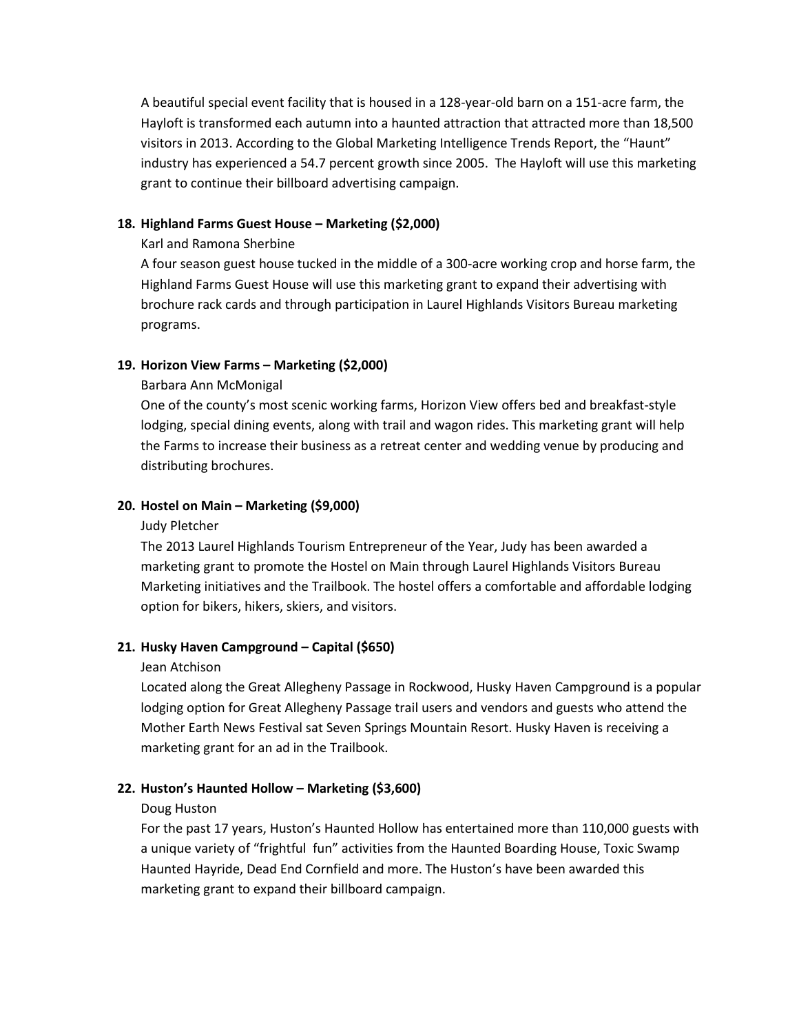A beautiful special event facility that is housed in a 128-year-old barn on a 151-acre farm, the Hayloft is transformed each autumn into a haunted attraction that attracted more than 18,500 visitors in 2013. According to the Global Marketing Intelligence Trends Report, the "Haunt" industry has experienced a 54.7 percent growth since 2005. The Hayloft will use this marketing grant to continue their billboard advertising campaign.

18. **Highland Farms Guest House – Marketing ($2,000)**

    Karl and Ramona Sherbine

    A four season guest house tucked in the middle of a 300-acre working crop and horse farm, the Highland Farms Guest House will use this marketing grant to expand their advertising with brochure rack cards and through participation in Laurel Highlands Visitors Bureau marketing programs.

19. **Horizon View Farms – Marketing ($2,000)**

    Barbara Ann McMonigal

    One of the county's most scenic working farms, Horizon View offers bed and breakfast-style lodging, special dining events, along with trail and wagon rides. This marketing grant will help the Farms to increase their business as a retreat center and wedding venue by producing and distributing brochures.

20. **Hostel on Main – Marketing ($9,000)**

    Judy Pletcher

    The 2013 Laurel Highlands Tourism Entrepreneur of the Year, Judy has been awarded a marketing grant to promote the Hostel on Main through Laurel Highlands Visitors Bureau Marketing initiatives and the Trailbook. The hostel offers a comfortable and affordable lodging option for bikers, hikers, skiers, and visitors.

21. **Husky Haven Campground – Capital ($650)**

    Jean Atchison

    Located along the Great Allegheny Passage in Rockwood, Husky Haven Campground is a popular lodging option for Great Allegheny Passage trail users and vendors and guests who attend the Mother Earth News Festival sat Seven Springs Mountain Resort. Husky Haven is receiving a marketing grant for an ad in the Trailbook.

22. **Huston's Haunted Hollow – Marketing ($3,600)**

    Doug Huston

    For the past 17 years, Huston's Haunted Hollow has entertained more than 110,000 guests with a unique variety of "frightful fun" activities from the Haunted Boarding House, Toxic Swamp Haunted Hayride, Dead End Cornfield and more. The Huston's have been awarded this marketing grant to expand their billboard campaign.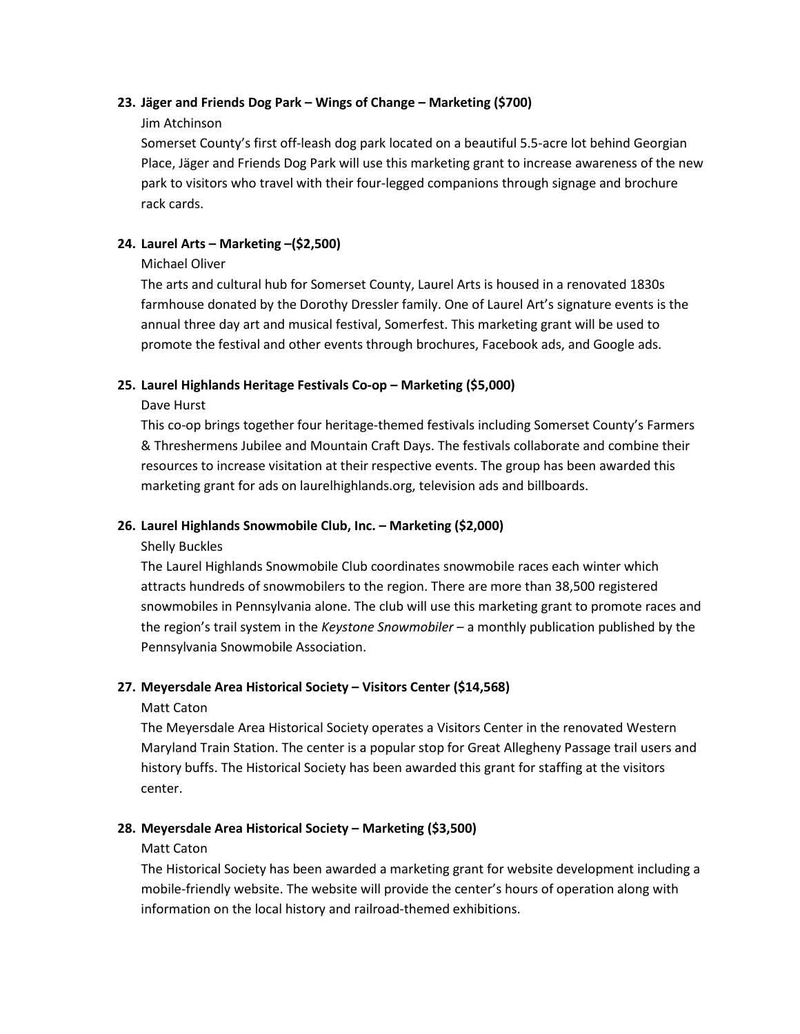**23. Jäger and Friends Dog Park – Wings of Change – Marketing ($700)**

Jim Atchinson

Somerset County's first off-leash dog park located on a beautiful 5.5-acre lot behind Georgian Place, Jäger and Friends Dog Park will use this marketing grant to increase awareness of the new park to visitors who travel with their four-legged companions through signage and brochure rack cards.

**24. Laurel Arts – Marketing –($2,500)**

Michael Oliver

The arts and cultural hub for Somerset County, Laurel Arts is housed in a renovated 1830s farmhouse donated by the Dorothy Dressler family. One of Laurel Art's signature events is the annual three day art and musical festival, Somerfest. This marketing grant will be used to promote the festival and other events through brochures, Facebook ads, and Google ads.

**25. Laurel Highlands Heritage Festivals Co-op – Marketing ($5,000)**

Dave Hurst

This co-op brings together four heritage-themed festivals including Somerset County's Farmers & Threshermens Jubilee and Mountain Craft Days. The festivals collaborate and combine their resources to increase visitation at their respective events. The group has been awarded this marketing grant for ads on laurelhighlands.org, television ads and billboards.

**26. Laurel Highlands Snowmobile Club, Inc. – Marketing ($2,000)**

Shelly Buckles

The Laurel Highlands Snowmobile Club coordinates snowmobile races each winter which attracts hundreds of snowmobilers to the region. There are more than 38,500 registered snowmobiles in Pennsylvania alone. The club will use this marketing grant to promote races and the region's trail system in the *Keystone Snowmobiler* – a monthly publication published by the Pennsylvania Snowmobile Association.

**27. Meyersdale Area Historical Society – Visitors Center ($14,568)**

Matt Caton

The Meyersdale Area Historical Society operates a Visitors Center in the renovated Western Maryland Train Station. The center is a popular stop for Great Allegheny Passage trail users and history buffs. The Historical Society has been awarded this grant for staffing at the visitors center.

**28. Meyersdale Area Historical Society – Marketing ($3,500)**

Matt Caton

The Historical Society has been awarded a marketing grant for website development including a mobile-friendly website. The website will provide the center's hours of operation along with information on the local history and railroad-themed exhibitions.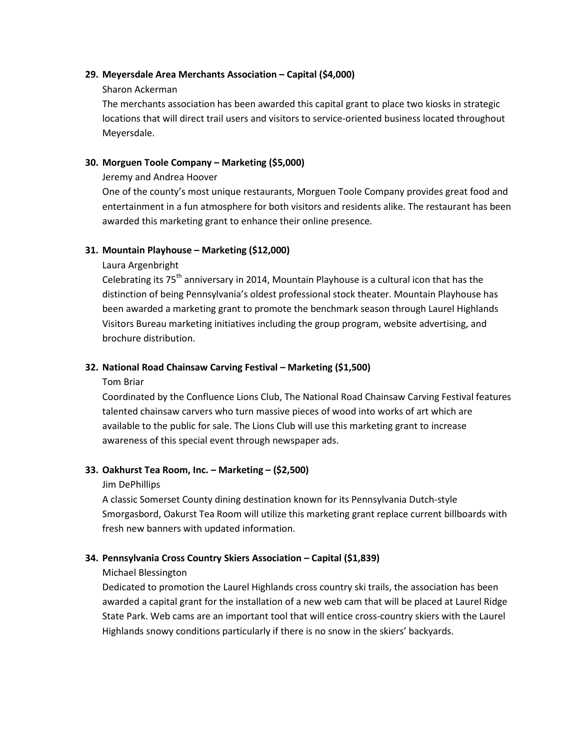29. **Meyersdale Area Merchants Association – Capital ($4,000)**

    Sharon Ackerman

    The merchants association has been awarded this capital grant to place two kiosks in strategic locations that will direct trail users and visitors to service-oriented business located throughout Meyersdale.

30. **Morguen Toole Company – Marketing ($5,000)**

    Jeremy and Andrea Hoover

    One of the county's most unique restaurants, Morguen Toole Company provides great food and entertainment in a fun atmosphere for both visitors and residents alike. The restaurant has been awarded this marketing grant to enhance their online presence.

31. **Mountain Playhouse – Marketing ($12,000)**

    Laura Argenbright

    Celebrating its 75th anniversary in 2014, Mountain Playhouse is a cultural icon that has the distinction of being Pennsylvania's oldest professional stock theater. Mountain Playhouse has been awarded a marketing grant to promote the benchmark season through Laurel Highlands Visitors Bureau marketing initiatives including the group program, website advertising, and brochure distribution.

32. **National Road Chainsaw Carving Festival – Marketing ($1,500)**

    Tom Briar

    Coordinated by the Confluence Lions Club, The National Road Chainsaw Carving Festival features talented chainsaw carvers who turn massive pieces of wood into works of art which are available to the public for sale. The Lions Club will use this marketing grant to increase awareness of this special event through newspaper ads.

33. **Oakhurst Tea Room, Inc. – Marketing – ($2,500)**

    Jim DePhillips

    A classic Somerset County dining destination known for its Pennsylvania Dutch-style Smorgasbord, Oakurst Tea Room will utilize this marketing grant replace current billboards with fresh new banners with updated information.

34. **Pennsylvania Cross Country Skiers Association – Capital ($1,839)**

    Michael Blessington

    Dedicated to promotion the Laurel Highlands cross country ski trails, the association has been awarded a capital grant for the installation of a new web cam that will be placed at Laurel Ridge State Park. Web cams are an important tool that will entice cross-country skiers with the Laurel Highlands snowy conditions particularly if there is no snow in the skiers' backyards.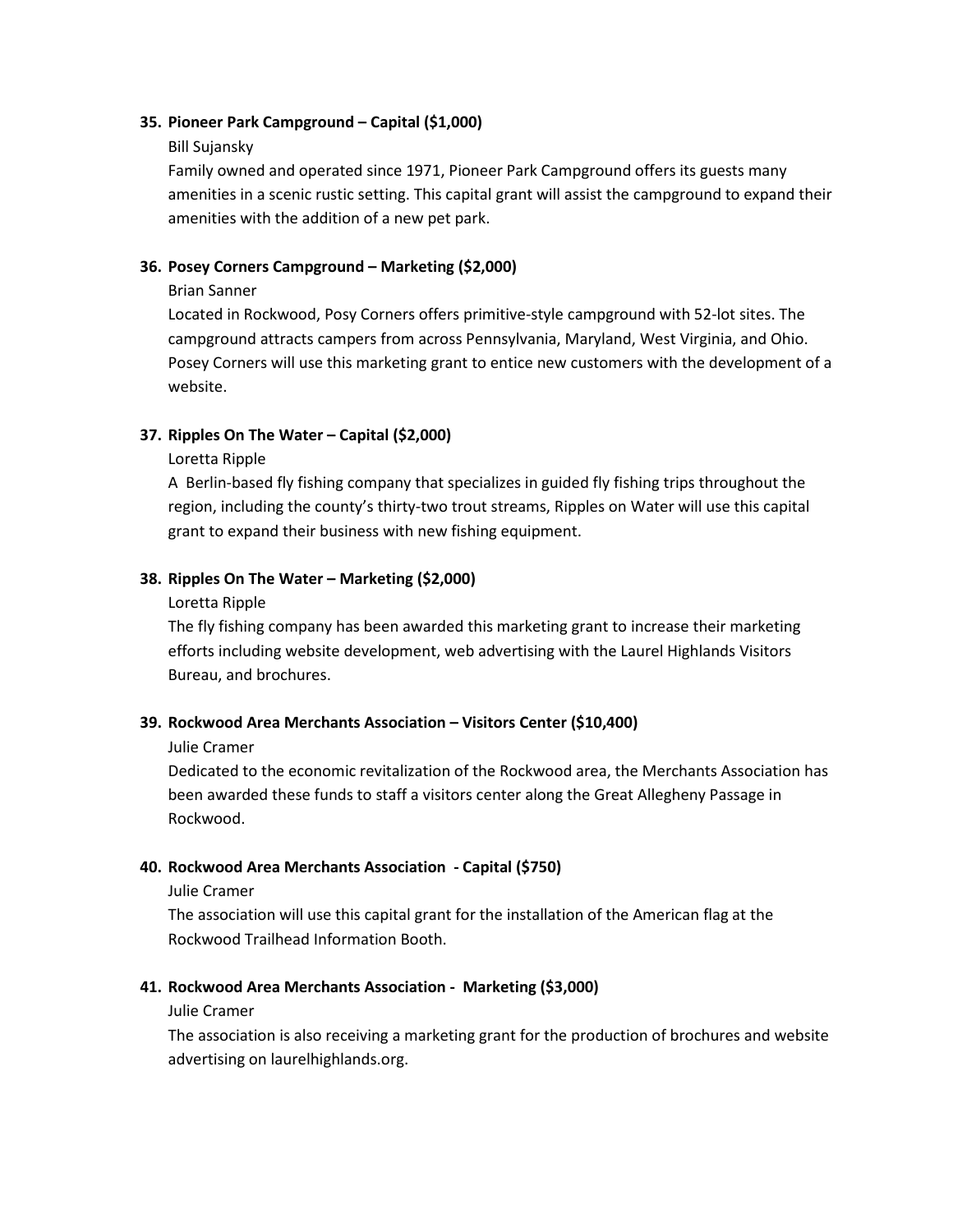**35. Pioneer Park Campground – Capital ($1,000)**

Bill Sujansky

Family owned and operated since 1971, Pioneer Park Campground offers its guests many amenities in a scenic rustic setting. This capital grant will assist the campground to expand their amenities with the addition of a new pet park.

**36. Posey Corners Campground – Marketing ($2,000)**

Brian Sanner

Located in Rockwood, Posy Corners offers primitive-style campground with 52-lot sites. The campground attracts campers from across Pennsylvania, Maryland, West Virginia, and Ohio. Posey Corners will use this marketing grant to entice new customers with the development of a website.

**37. Ripples On The Water – Capital ($2,000)**

Loretta Ripple

A Berlin-based fly fishing company that specializes in guided fly fishing trips throughout the region, including the county's thirty-two trout streams, Ripples on Water will use this capital grant to expand their business with new fishing equipment.

**38. Ripples On The Water – Marketing ($2,000)**

Loretta Ripple

The fly fishing company has been awarded this marketing grant to increase their marketing efforts including website development, web advertising with the Laurel Highlands Visitors Bureau, and brochures.

**39. Rockwood Area Merchants Association – Visitors Center ($10,400)**

Julie Cramer

Dedicated to the economic revitalization of the Rockwood area, the Merchants Association has been awarded these funds to staff a visitors center along the Great Allegheny Passage in Rockwood.

**40. Rockwood Area Merchants Association - Capital ($750)**

Julie Cramer

The association will use this capital grant for the installation of the American flag at the Rockwood Trailhead Information Booth.

**41. Rockwood Area Merchants Association - Marketing ($3,000)**

Julie Cramer

The association is also receiving a marketing grant for the production of brochures and website advertising on laurelhighlands.org.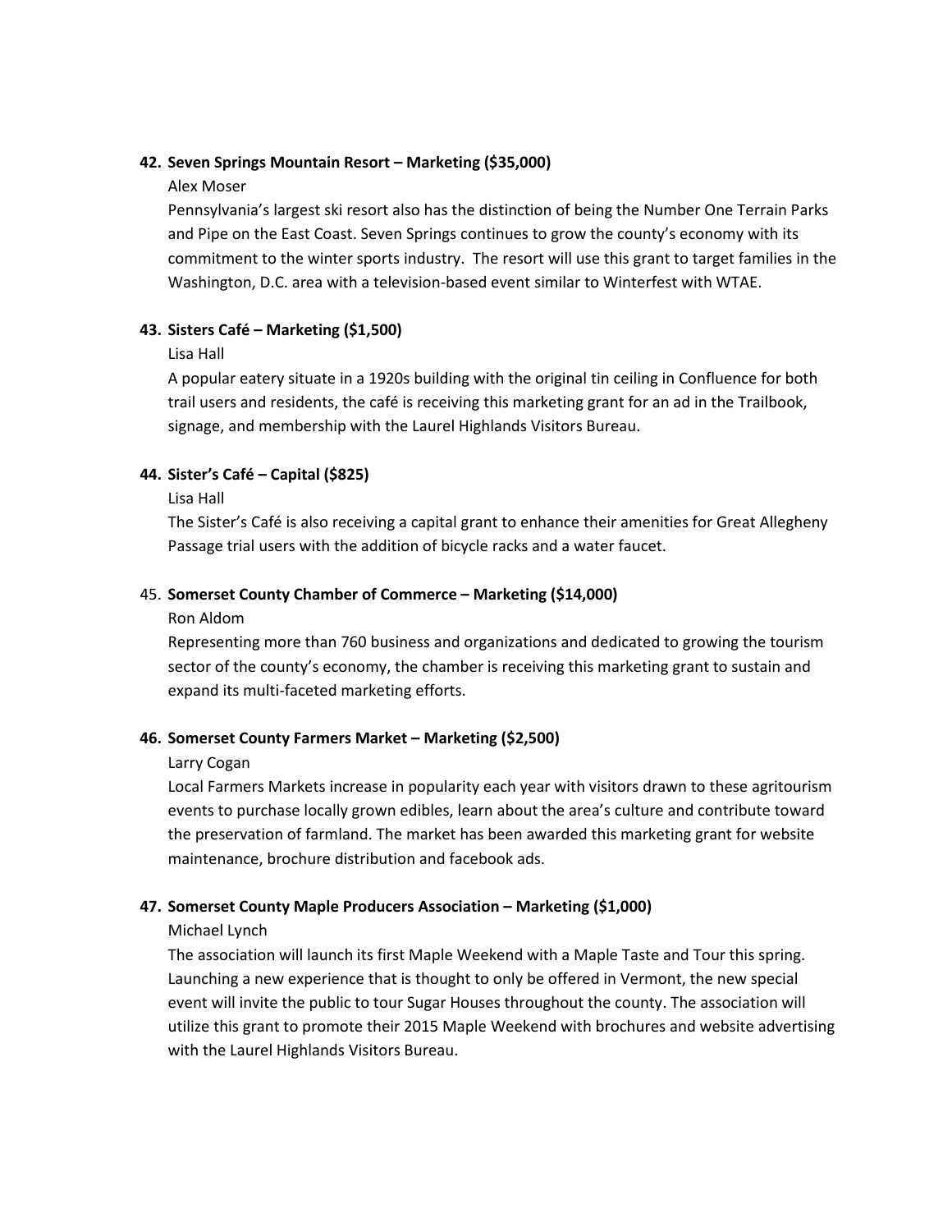42. **Seven Springs Mountain Resort – Marketing ($35,000)**

    Alex Moser

    Pennsylvania's largest ski resort also has the distinction of being the Number One Terrain Parks and Pipe on the East Coast. Seven Springs continues to grow the county's economy with its commitment to the winter sports industry. The resort will use this grant to target families in the Washington, D.C. area with a television-based event similar to Winterfest with WTAE.

43. **Sisters Café – Marketing ($1,500)**

    Lisa Hall

    A popular eatery situate in a 1920s building with the original tin ceiling in Confluence for both trail users and residents, the café is receiving this marketing grant for an ad in the Trailbook, signage, and membership with the Laurel Highlands Visitors Bureau.

44. **Sister's Café – Capital ($825)**

    Lisa Hall

    The Sister's Café is also receiving a capital grant to enhance their amenities for Great Allegheny Passage trial users with the addition of bicycle racks and a water faucet.

45. **Somerset County Chamber of Commerce – Marketing ($14,000)**

    Ron Aldom

    Representing more than 760 business and organizations and dedicated to growing the tourism sector of the county's economy, the chamber is receiving this marketing grant to sustain and expand its multi-faceted marketing efforts.

46. **Somerset County Farmers Market – Marketing ($2,500)**

    Larry Cogan

    Local Farmers Markets increase in popularity each year with visitors drawn to these agritourism events to purchase locally grown edibles, learn about the area's culture and contribute toward the preservation of farmland. The market has been awarded this marketing grant for website maintenance, brochure distribution and facebook ads.

47. **Somerset County Maple Producers Association – Marketing ($1,000)**

    Michael Lynch

    The association will launch its first Maple Weekend with a Maple Taste and Tour this spring. Launching a new experience that is thought to only be offered in Vermont, the new special event will invite the public to tour Sugar Houses throughout the county. The association will utilize this grant to promote their 2015 Maple Weekend with brochures and website advertising with the Laurel Highlands Visitors Bureau.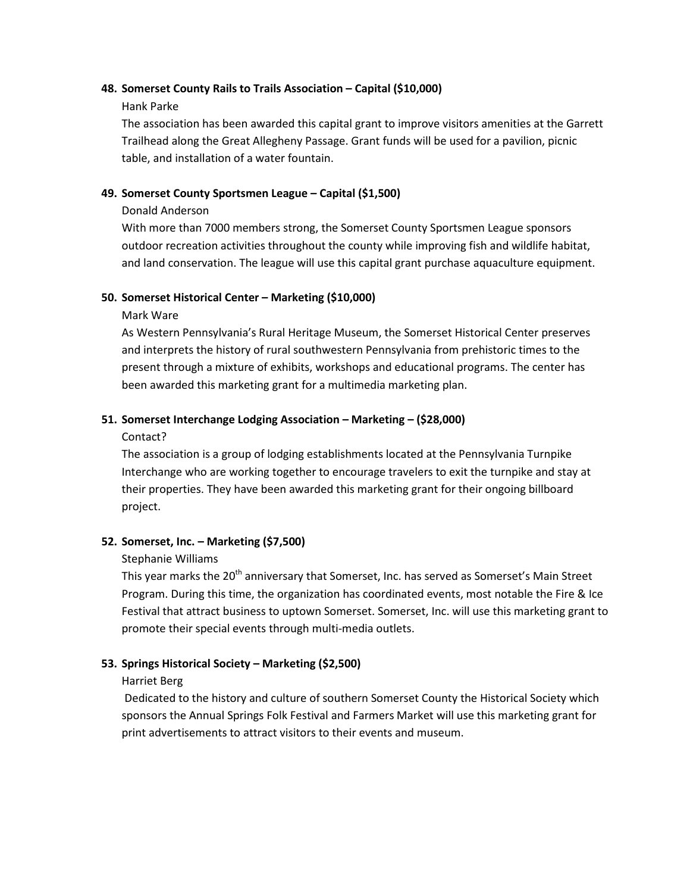**48. Somerset County Rails to Trails Association – Capital ($10,000)**

Hank Parke

The association has been awarded this capital grant to improve visitors amenities at the Garrett Trailhead along the Great Allegheny Passage. Grant funds will be used for a pavilion, picnic table, and installation of a water fountain.

**49. Somerset County Sportsmen League – Capital ($1,500)**

Donald Anderson

With more than 7000 members strong, the Somerset County Sportsmen League sponsors outdoor recreation activities throughout the county while improving fish and wildlife habitat, and land conservation. The league will use this capital grant purchase aquaculture equipment.

**50. Somerset Historical Center – Marketing ($10,000)**

Mark Ware

As Western Pennsylvania's Rural Heritage Museum, the Somerset Historical Center preserves and interprets the history of rural southwestern Pennsylvania from prehistoric times to the present through a mixture of exhibits, workshops and educational programs. The center has been awarded this marketing grant for a multimedia marketing plan.

**51. Somerset Interchange Lodging Association – Marketing – ($28,000)**

Contact?

The association is a group of lodging establishments located at the Pennsylvania Turnpike Interchange who are working together to encourage travelers to exit the turnpike and stay at their properties. They have been awarded this marketing grant for their ongoing billboard project.

**52. Somerset, Inc. – Marketing ($7,500)**

Stephanie Williams

This year marks the 20th anniversary that Somerset, Inc. has served as Somerset's Main Street Program. During this time, the organization has coordinated events, most notable the Fire & Ice Festival that attract business to uptown Somerset. Somerset, Inc. will use this marketing grant to promote their special events through multi-media outlets.

**53. Springs Historical Society – Marketing ($2,500)**

Harriet Berg

Dedicated to the history and culture of southern Somerset County the Historical Society which sponsors the Annual Springs Folk Festival and Farmers Market will use this marketing grant for print advertisements to attract visitors to their events and museum.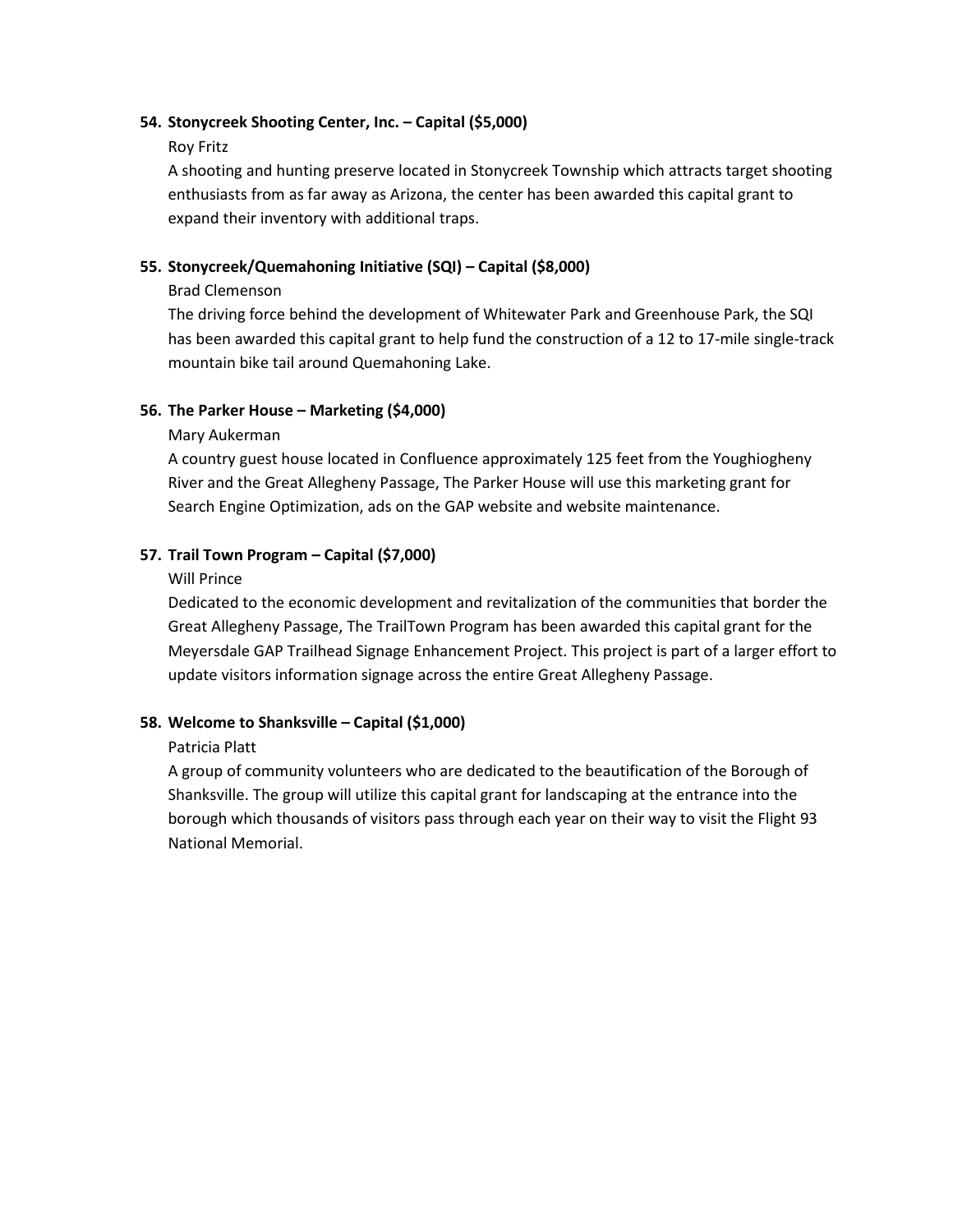**54. Stonycreek Shooting Center, Inc. – Capital ($5,000)**

Roy Fritz

A shooting and hunting preserve located in Stonycreek Township which attracts target shooting enthusiasts from as far away as Arizona, the center has been awarded this capital grant to expand their inventory with additional traps.

**55. Stonycreek/Quemahoning Initiative (SQI) – Capital ($8,000)**

Brad Clemenson

The driving force behind the development of Whitewater Park and Greenhouse Park, the SQI has been awarded this capital grant to help fund the construction of a 12 to 17-mile single-track mountain bike tail around Quemahoning Lake.

**56. The Parker House – Marketing ($4,000)**

Mary Aukerman

A country guest house located in Confluence approximately 125 feet from the Youghiogheny River and the Great Allegheny Passage, The Parker House will use this marketing grant for Search Engine Optimization, ads on the GAP website and website maintenance.

**57. Trail Town Program – Capital ($7,000)**

Will Prince

Dedicated to the economic development and revitalization of the communities that border the Great Allegheny Passage, The TrailTown Program has been awarded this capital grant for the Meyersdale GAP Trailhead Signage Enhancement Project. This project is part of a larger effort to update visitors information signage across the entire Great Allegheny Passage.

**58. Welcome to Shanksville – Capital ($1,000)**

Patricia Platt

A group of community volunteers who are dedicated to the beautification of the Borough of Shanksville. The group will utilize this capital grant for landscaping at the entrance into the borough which thousands of visitors pass through each year on their way to visit the Flight 93 National Memorial.